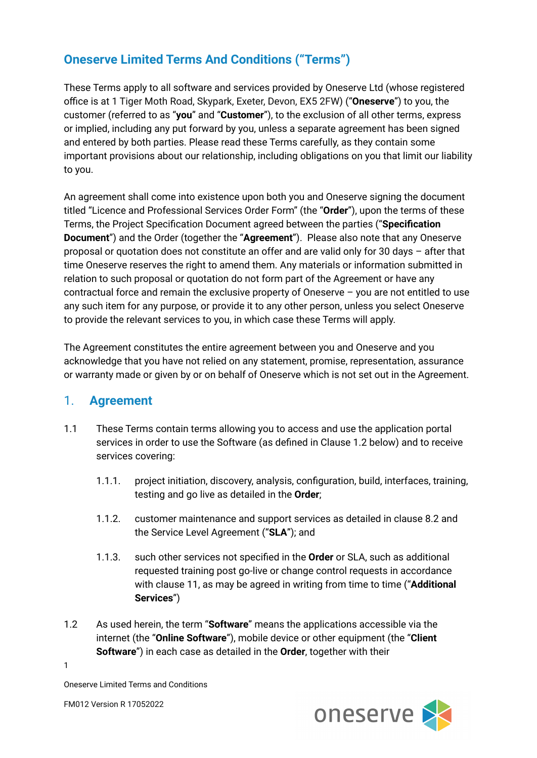# Oneserve Limited Terms And Conditions ("Terms")

These Terms apply to all software and services provided by Oneserve Ltd (whose registered office is at 1 Tiger Moth Road, Skypark, Exeter, Devon, EX5 2FW) ("**Oneserve**") to you, the customer (referred to as "**you**" and "**Customer**"), to the exclusion of all other terms, express or implied, including any put forward by you, unless a separate agreement has been signed and entered by both parties. Please read these Terms carefully, as they contain some important provisions about our relationship, including obligations on you that limit our liability to you.

An agreement shall come into existence upon both you and Oneserve signing the document titled "Licence and Professional Services Order Form" (the "**Order**"), upon the terms of these Terms, the Project Specification Document agreed between the parties ("**Specification Document**") and the Order (together the "**Agreement**"). Please also note that any Oneserve proposal or quotation does not constitute an offer and are valid only for 30 days – after that time Oneserve reserves the right to amend them. Any materials or information submitted in relation to such proposal or quotation do not form part of the Agreement or have any contractual force and remain the exclusive property of Oneserve – you are not entitled to use any such item for any purpose, or provide it to any other person, unless you select Oneserve to provide the relevant services to you, in which case these Terms will apply.

The Agreement constitutes the entire agreement between you and Oneserve and you acknowledge that you have not relied on any statement, promise, representation, assurance or warranty made or given by or on behalf of Oneserve which is not set out in the Agreement.

## 1. Agreement

1.1 These Terms contain terms allowing you to access and use the application portal services in order to use the Software (as defined in Clause 1.2 below) and to receive services covering:

1.1.1. project initiation, discovery, analysis, configuration, build, interfaces, training, testing and go live as detailed in the **Order**;

1.1.2. customer maintenance and support services as detailed in clause 8.2 and the Service Level Agreement ("**SLA**"); and

1.1.3. such other services not specified in the **Order** or SLA, such as additional requested training post go-live or change control requests in accordance with clause 11, as may be agreed in writing from time to time ("**Additional Services**")

1.2 As used herein, the term "**Software**" means the applications accessible via the internet (the "**Online Software**"), mobile device or other equipment (the "**Client Software**") in each case as detailed in the **Order**, together with their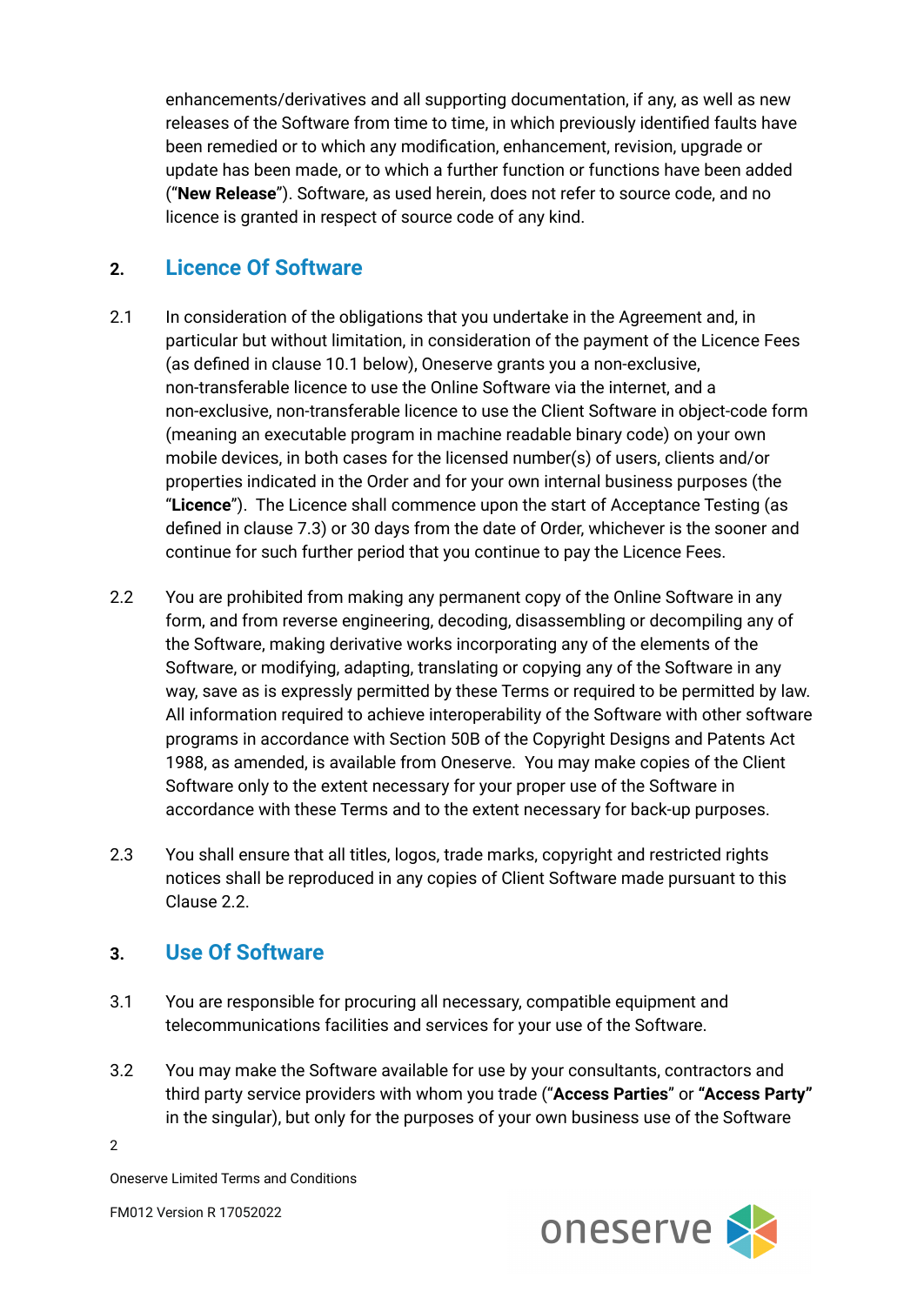enhancements/derivatives and all supporting documentation, if any, as well as new releases of the Software from time to time, in which previously identified faults have been remedied or to which any modification, enhancement, revision, upgrade or update has been made, or to which a further function or functions have been added ("**New Release**"). Software, as used herein, does not refer to source code, and no licence is granted in respect of source code of any kind.

## 2. Licence Of Software

2.1 In consideration of the obligations that you undertake in the Agreement and, in particular but without limitation, in consideration of the payment of the Licence Fees (as defined in clause 10.1 below), Oneserve grants you a non-exclusive, non-transferable licence to use the Online Software via the internet, and a non-exclusive, non-transferable licence to use the Client Software in object-code form (meaning an executable program in machine readable binary code) on your own mobile devices, in both cases for the licensed number(s) of users, clients and/or properties indicated in the Order and for your own internal business purposes (the "**Licence**"). The Licence shall commence upon the start of Acceptance Testing (as defined in clause 7.3) or 30 days from the date of Order, whichever is the sooner and continue for such further period that you continue to pay the Licence Fees.

2.2 You are prohibited from making any permanent copy of the Online Software in any form, and from reverse engineering, decoding, disassembling or decompiling any of the Software, making derivative works incorporating any of the elements of the Software, or modifying, adapting, translating or copying any of the Software in any way, save as is expressly permitted by these Terms or required to be permitted by law. All information required to achieve interoperability of the Software with other software programs in accordance with Section 50B of the Copyright Designs and Patents Act 1988, as amended, is available from Oneserve. You may make copies of the Client Software only to the extent necessary for your proper use of the Software in accordance with these Terms and to the extent necessary for back-up purposes.

2.3 You shall ensure that all titles, logos, trade marks, copyright and restricted rights notices shall be reproduced in any copies of Client Software made pursuant to this Clause 2.2.

## 3. Use Of Software

3.1 You are responsible for procuring all necessary, compatible equipment and telecommunications facilities and services for your use of the Software.

3.2 You may make the Software available for use by your consultants, contractors and third party service providers with whom you trade ("**Access Parties**" or **"Access Party"** in the singular), but only for the purposes of your own business use of the Software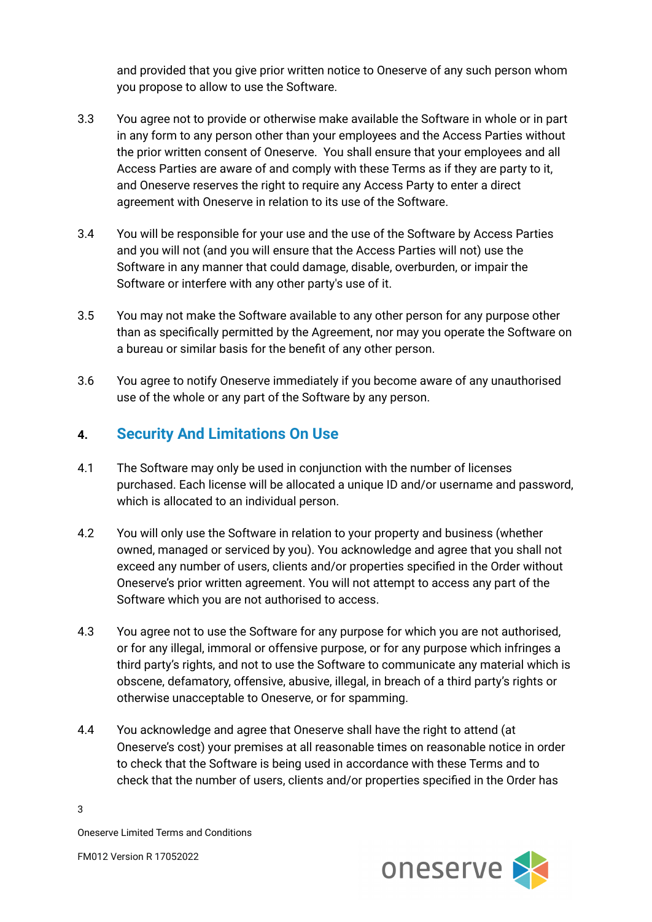and provided that you give prior written notice to Oneserve of any such person whom you propose to allow to use the Software.

3.3 You agree not to provide or otherwise make available the Software in whole or in part in any form to any person other than your employees and the Access Parties without the prior written consent of Oneserve. You shall ensure that your employees and all Access Parties are aware of and comply with these Terms as if they are party to it, and Oneserve reserves the right to require any Access Party to enter a direct agreement with Oneserve in relation to its use of the Software.

3.4 You will be responsible for your use and the use of the Software by Access Parties and you will not (and you will ensure that the Access Parties will not) use the Software in any manner that could damage, disable, overburden, or impair the Software or interfere with any other party's use of it.

3.5 You may not make the Software available to any other person for any purpose other than as specifically permitted by the Agreement, nor may you operate the Software on a bureau or similar basis for the benefit of any other person.

3.6 You agree to notify Oneserve immediately if you become aware of any unauthorised use of the whole or any part of the Software by any person.

## 4. Security And Limitations On Use

4.1 The Software may only be used in conjunction with the number of licenses purchased. Each license will be allocated a unique ID and/or username and password, which is allocated to an individual person.

4.2 You will only use the Software in relation to your property and business (whether owned, managed or serviced by you). You acknowledge and agree that you shall not exceed any number of users, clients and/or properties specified in the Order without Oneserve's prior written agreement. You will not attempt to access any part of the Software which you are not authorised to access.

4.3 You agree not to use the Software for any purpose for which you are not authorised, or for any illegal, immoral or offensive purpose, or for any purpose which infringes a third party's rights, and not to use the Software to communicate any material which is obscene, defamatory, offensive, abusive, illegal, in breach of a third party's rights or otherwise unacceptable to Oneserve, or for spamming.

4.4 You acknowledge and agree that Oneserve shall have the right to attend (at Oneserve's cost) your premises at all reasonable times on reasonable notice in order to check that the Software is being used in accordance with these Terms and to check that the number of users, clients and/or properties specified in the Order has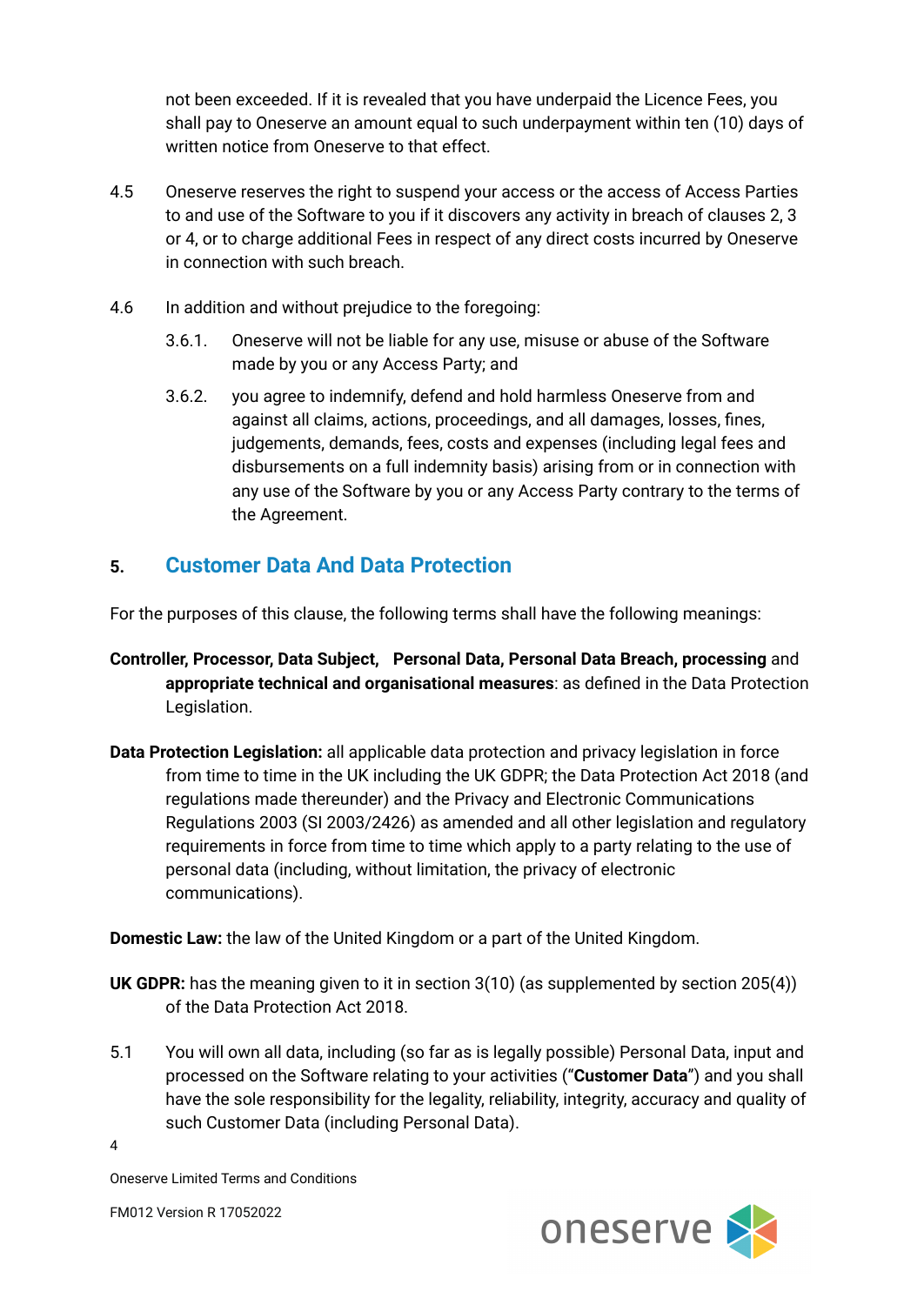not been exceeded. If it is revealed that you have underpaid the Licence Fees, you shall pay to Oneserve an amount equal to such underpayment within ten (10) days of written notice from Oneserve to that effect.

4.5 Oneserve reserves the right to suspend your access or the access of Access Parties to and use of the Software to you if it discovers any activity in breach of clauses 2, 3 or 4, or to charge additional Fees in respect of any direct costs incurred by Oneserve in connection with such breach.

4.6 In addition and without prejudice to the foregoing:

3.6.1. Oneserve will not be liable for any use, misuse or abuse of the Software made by you or any Access Party; and

3.6.2. you agree to indemnify, defend and hold harmless Oneserve from and against all claims, actions, proceedings, and all damages, losses, fines, judgements, demands, fees, costs and expenses (including legal fees and disbursements on a full indemnity basis) arising from or in connection with any use of the Software by you or any Access Party contrary to the terms of the Agreement.

## 5. Customer Data And Data Protection

For the purposes of this clause, the following terms shall have the following meanings:

**Controller, Processor, Data Subject, Personal Data, Personal Data Breach, processing** and **appropriate technical and organisational measures**: as defined in the Data Protection Legislation.

**Data Protection Legislation:** all applicable data protection and privacy legislation in force from time to time in the UK including the UK GDPR; the Data Protection Act 2018 (and regulations made thereunder) and the Privacy and Electronic Communications Regulations 2003 (SI 2003/2426) as amended and all other legislation and regulatory requirements in force from time to time which apply to a party relating to the use of personal data (including, without limitation, the privacy of electronic communications).

**Domestic Law:** the law of the United Kingdom or a part of the United Kingdom.

**UK GDPR:** has the meaning given to it in section 3(10) (as supplemented by section 205(4)) of the Data Protection Act 2018.

5.1 You will own all data, including (so far as is legally possible) Personal Data, input and processed on the Software relating to your activities ("**Customer Data**") and you shall have the sole responsibility for the legality, reliability, integrity, accuracy and quality of such Customer Data (including Personal Data).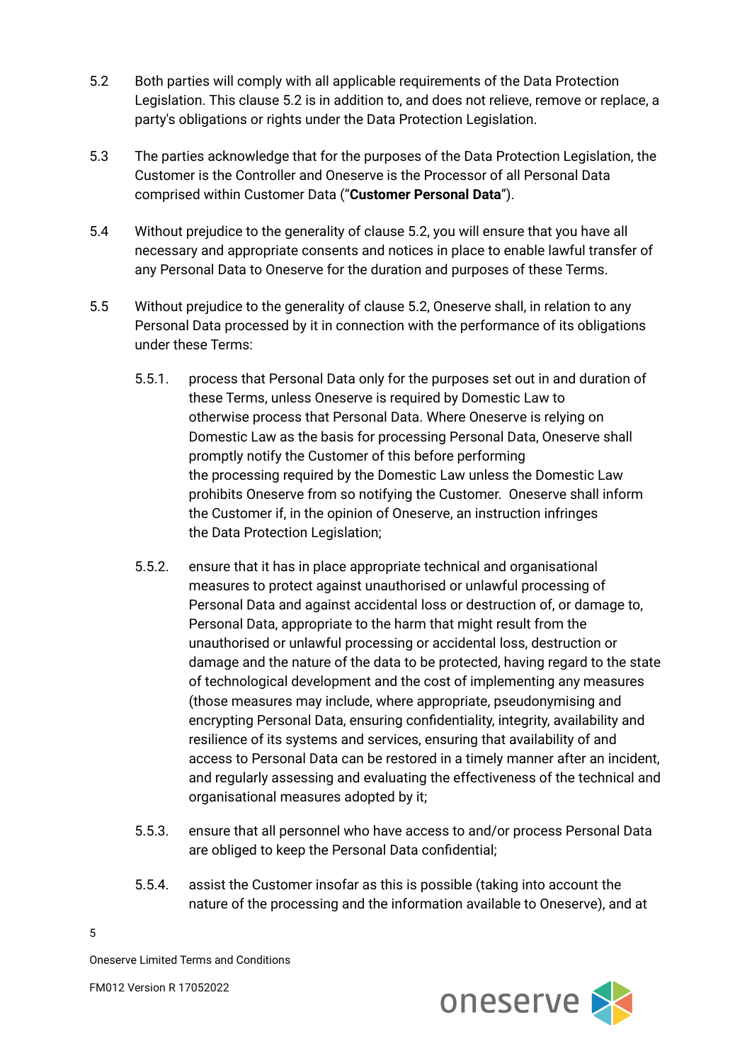5.2 Both parties will comply with all applicable requirements of the Data Protection Legislation. This clause 5.2 is in addition to, and does not relieve, remove or replace, a party's obligations or rights under the Data Protection Legislation.

5.3 The parties acknowledge that for the purposes of the Data Protection Legislation, the Customer is the Controller and Oneserve is the Processor of all Personal Data comprised within Customer Data ("**Customer Personal Data**").

5.4 Without prejudice to the generality of clause 5.2, you will ensure that you have all necessary and appropriate consents and notices in place to enable lawful transfer of any Personal Data to Oneserve for the duration and purposes of these Terms.

5.5 Without prejudice to the generality of clause 5.2, Oneserve shall, in relation to any Personal Data processed by it in connection with the performance of its obligations under these Terms:

5.5.1. process that Personal Data only for the purposes set out in and duration of these Terms, unless Oneserve is required by Domestic Law to otherwise process that Personal Data. Where Oneserve is relying on Domestic Law as the basis for processing Personal Data, Oneserve shall promptly notify the Customer of this before performing the processing required by the Domestic Law unless the Domestic Law prohibits Oneserve from so notifying the Customer. Oneserve shall inform the Customer if, in the opinion of Oneserve, an instruction infringes the Data Protection Legislation;

5.5.2. ensure that it has in place appropriate technical and organisational measures to protect against unauthorised or unlawful processing of Personal Data and against accidental loss or destruction of, or damage to, Personal Data, appropriate to the harm that might result from the unauthorised or unlawful processing or accidental loss, destruction or damage and the nature of the data to be protected, having regard to the state of technological development and the cost of implementing any measures (those measures may include, where appropriate, pseudonymising and encrypting Personal Data, ensuring confidentiality, integrity, availability and resilience of its systems and services, ensuring that availability of and access to Personal Data can be restored in a timely manner after an incident, and regularly assessing and evaluating the effectiveness of the technical and organisational measures adopted by it;

5.5.3. ensure that all personnel who have access to and/or process Personal Data are obliged to keep the Personal Data confidential;

5.5.4. assist the Customer insofar as this is possible (taking into account the nature of the processing and the information available to Oneserve), and at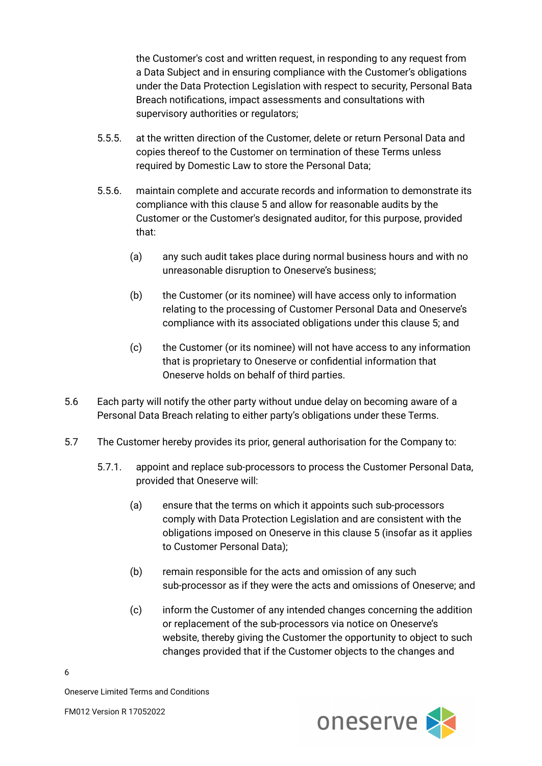the Customer's cost and written request, in responding to any request from a Data Subject and in ensuring compliance with the Customer's obligations under the Data Protection Legislation with respect to security, Personal Bata Breach notifications, impact assessments and consultations with supervisory authorities or regulators;

5.5.5. at the written direction of the Customer, delete or return Personal Data and copies thereof to the Customer on termination of these Terms unless required by Domestic Law to store the Personal Data;

5.5.6. maintain complete and accurate records and information to demonstrate its compliance with this clause 5 and allow for reasonable audits by the Customer or the Customer's designated auditor, for this purpose, provided that:

(a) any such audit takes place during normal business hours and with no unreasonable disruption to Oneserve's business;

(b) the Customer (or its nominee) will have access only to information relating to the processing of Customer Personal Data and Oneserve's compliance with its associated obligations under this clause 5; and

(c) the Customer (or its nominee) will not have access to any information that is proprietary to Oneserve or confidential information that Oneserve holds on behalf of third parties.

5.6 Each party will notify the other party without undue delay on becoming aware of a Personal Data Breach relating to either party's obligations under these Terms.

5.7 The Customer hereby provides its prior, general authorisation for the Company to:

5.7.1. appoint and replace sub-processors to process the Customer Personal Data, provided that Oneserve will:

(a) ensure that the terms on which it appoints such sub-processors comply with Data Protection Legislation and are consistent with the obligations imposed on Oneserve in this clause 5 (insofar as it applies to Customer Personal Data);

(b) remain responsible for the acts and omission of any such sub-processor as if they were the acts and omissions of Oneserve; and

(c) inform the Customer of any intended changes concerning the addition or replacement of the sub-processors via notice on Oneserve's website, thereby giving the Customer the opportunity to object to such changes provided that if the Customer objects to the changes and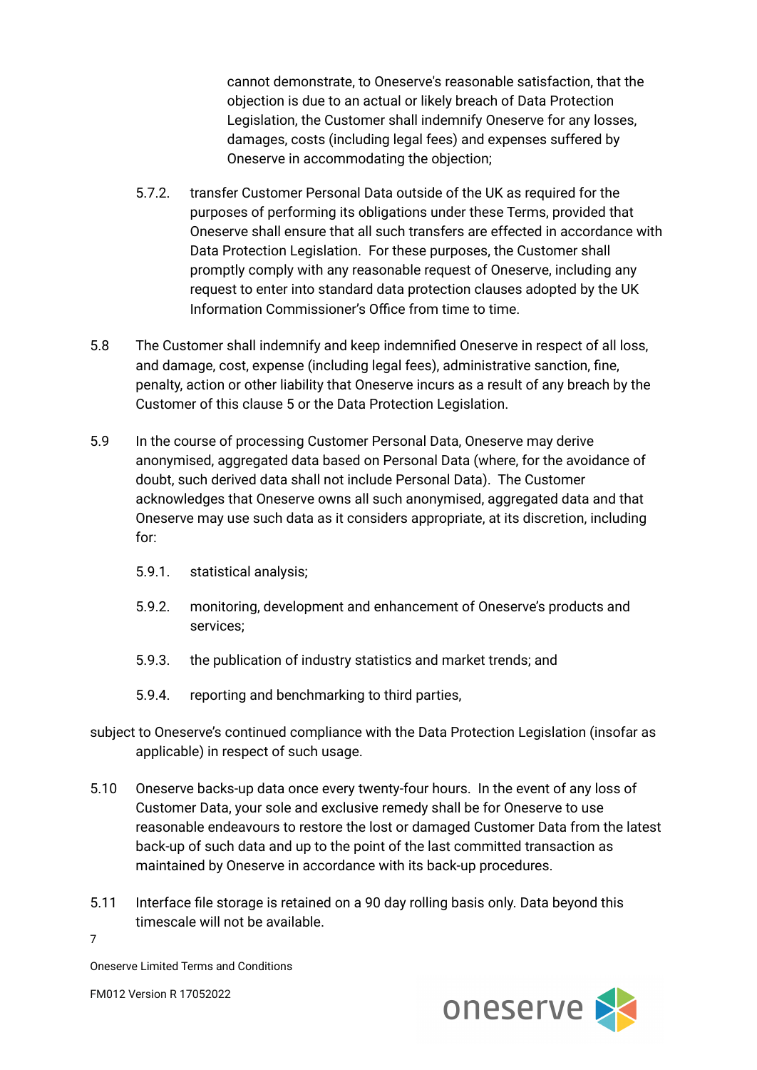cannot demonstrate, to Oneserve's reasonable satisfaction, that the objection is due to an actual or likely breach of Data Protection Legislation, the Customer shall indemnify Oneserve for any losses, damages, costs (including legal fees) and expenses suffered by Oneserve in accommodating the objection;

5.7.2. transfer Customer Personal Data outside of the UK as required for the purposes of performing its obligations under these Terms, provided that Oneserve shall ensure that all such transfers are effected in accordance with Data Protection Legislation. For these purposes, the Customer shall promptly comply with any reasonable request of Oneserve, including any request to enter into standard data protection clauses adopted by the UK Information Commissioner's Office from time to time.

5.8 The Customer shall indemnify and keep indemnified Oneserve in respect of all loss, and damage, cost, expense (including legal fees), administrative sanction, fine, penalty, action or other liability that Oneserve incurs as a result of any breach by the Customer of this clause 5 or the Data Protection Legislation.

5.9 In the course of processing Customer Personal Data, Oneserve may derive anonymised, aggregated data based on Personal Data (where, for the avoidance of doubt, such derived data shall not include Personal Data). The Customer acknowledges that Oneserve owns all such anonymised, aggregated data and that Oneserve may use such data as it considers appropriate, at its discretion, including for:

5.9.1. statistical analysis;

5.9.2. monitoring, development and enhancement of Oneserve's products and services;

5.9.3. the publication of industry statistics and market trends; and

5.9.4. reporting and benchmarking to third parties,

subject to Oneserve's continued compliance with the Data Protection Legislation (insofar as applicable) in respect of such usage.

5.10 Oneserve backs-up data once every twenty-four hours. In the event of any loss of Customer Data, your sole and exclusive remedy shall be for Oneserve to use reasonable endeavours to restore the lost or damaged Customer Data from the latest back-up of such data and up to the point of the last committed transaction as maintained by Oneserve in accordance with its back-up procedures.

5.11 Interface file storage is retained on a 90 day rolling basis only. Data beyond this timescale will not be available.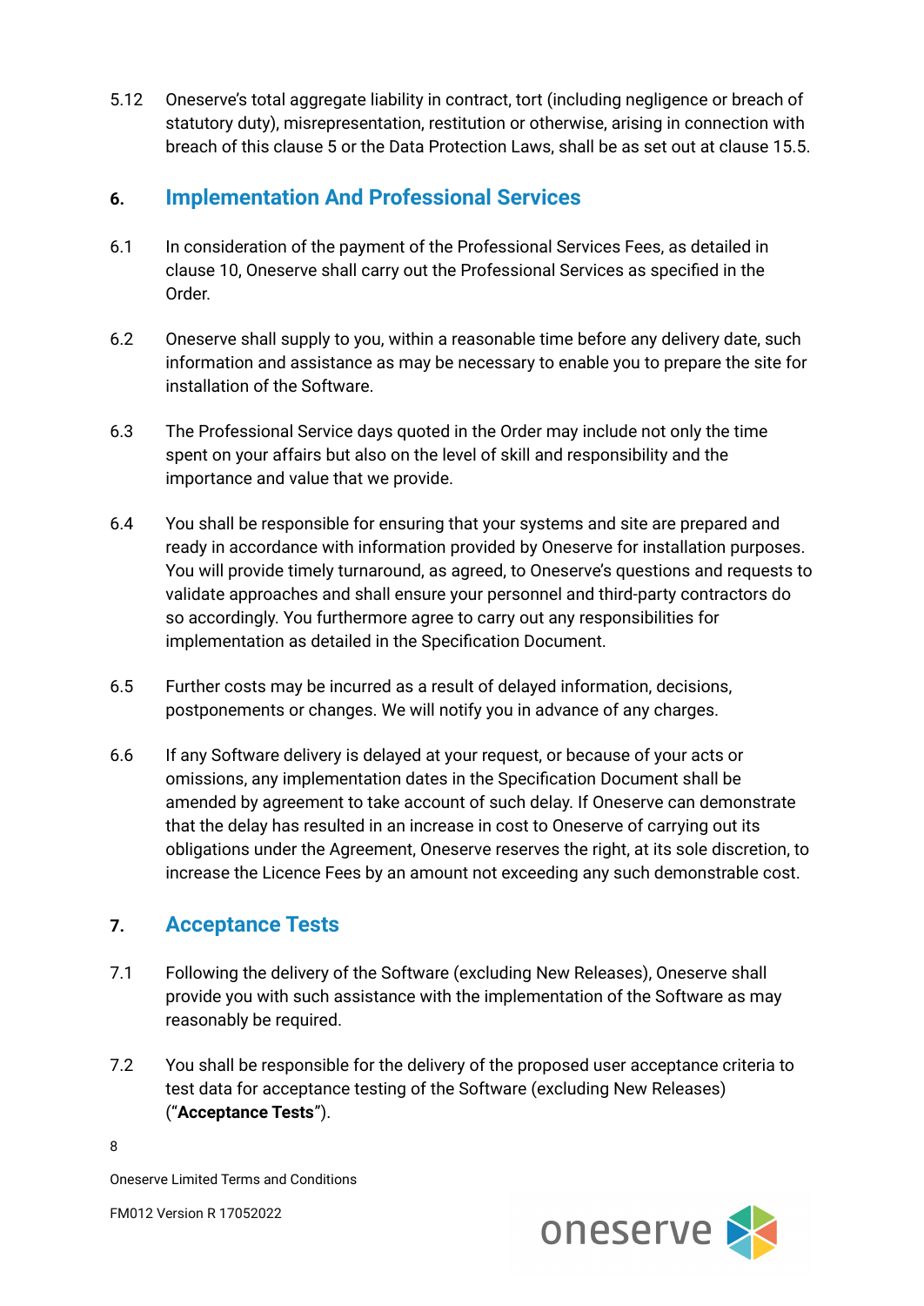5.12 Oneserve's total aggregate liability in contract, tort (including negligence or breach of statutory duty), misrepresentation, restitution or otherwise, arising in connection with breach of this clause 5 or the Data Protection Laws, shall be as set out at clause 15.5.

## 6. Implementation And Professional Services

6.1 In consideration of the payment of the Professional Services Fees, as detailed in clause 10, Oneserve shall carry out the Professional Services as specified in the Order.

6.2 Oneserve shall supply to you, within a reasonable time before any delivery date, such information and assistance as may be necessary to enable you to prepare the site for installation of the Software.

6.3 The Professional Service days quoted in the Order may include not only the time spent on your affairs but also on the level of skill and responsibility and the importance and value that we provide.

6.4 You shall be responsible for ensuring that your systems and site are prepared and ready in accordance with information provided by Oneserve for installation purposes. You will provide timely turnaround, as agreed, to Oneserve's questions and requests to validate approaches and shall ensure your personnel and third-party contractors do so accordingly. You furthermore agree to carry out any responsibilities for implementation as detailed in the Specification Document.

6.5 Further costs may be incurred as a result of delayed information, decisions, postponements or changes. We will notify you in advance of any charges.

6.6 If any Software delivery is delayed at your request, or because of your acts or omissions, any implementation dates in the Specification Document shall be amended by agreement to take account of such delay. If Oneserve can demonstrate that the delay has resulted in an increase in cost to Oneserve of carrying out its obligations under the Agreement, Oneserve reserves the right, at its sole discretion, to increase the Licence Fees by an amount not exceeding any such demonstrable cost.

## 7. Acceptance Tests

7.1 Following the delivery of the Software (excluding New Releases), Oneserve shall provide you with such assistance with the implementation of the Software as may reasonably be required.

7.2 You shall be responsible for the delivery of the proposed user acceptance criteria to test data for acceptance testing of the Software (excluding New Releases) ("**Acceptance Tests**").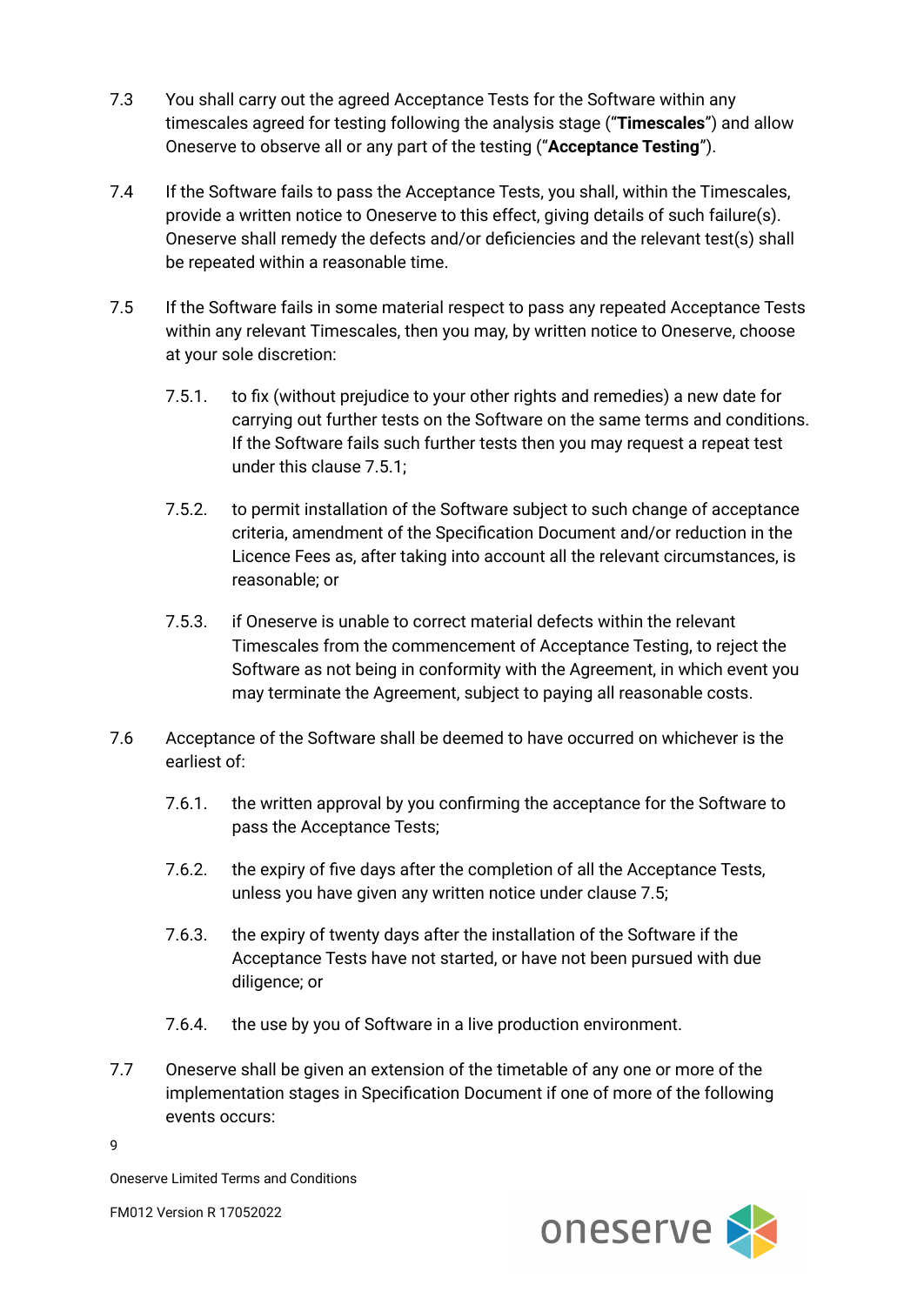7.3 You shall carry out the agreed Acceptance Tests for the Software within any timescales agreed for testing following the analysis stage ("**Timescales**") and allow Oneserve to observe all or any part of the testing ("**Acceptance Testing**").

7.4 If the Software fails to pass the Acceptance Tests, you shall, within the Timescales, provide a written notice to Oneserve to this effect, giving details of such failure(s). Oneserve shall remedy the defects and/or deficiencies and the relevant test(s) shall be repeated within a reasonable time.

7.5 If the Software fails in some material respect to pass any repeated Acceptance Tests within any relevant Timescales, then you may, by written notice to Oneserve, choose at your sole discretion:

7.5.1. to fix (without prejudice to your other rights and remedies) a new date for carrying out further tests on the Software on the same terms and conditions. If the Software fails such further tests then you may request a repeat test under this clause 7.5.1;

7.5.2. to permit installation of the Software subject to such change of acceptance criteria, amendment of the Specification Document and/or reduction in the Licence Fees as, after taking into account all the relevant circumstances, is reasonable; or

7.5.3. if Oneserve is unable to correct material defects within the relevant Timescales from the commencement of Acceptance Testing, to reject the Software as not being in conformity with the Agreement, in which event you may terminate the Agreement, subject to paying all reasonable costs.

7.6 Acceptance of the Software shall be deemed to have occurred on whichever is the earliest of:

7.6.1. the written approval by you confirming the acceptance for the Software to pass the Acceptance Tests;

7.6.2. the expiry of five days after the completion of all the Acceptance Tests, unless you have given any written notice under clause 7.5;

7.6.3. the expiry of twenty days after the installation of the Software if the Acceptance Tests have not started, or have not been pursued with due diligence; or

7.6.4. the use by you of Software in a live production environment.

7.7 Oneserve shall be given an extension of the timetable of any one or more of the implementation stages in Specification Document if one of more of the following events occurs: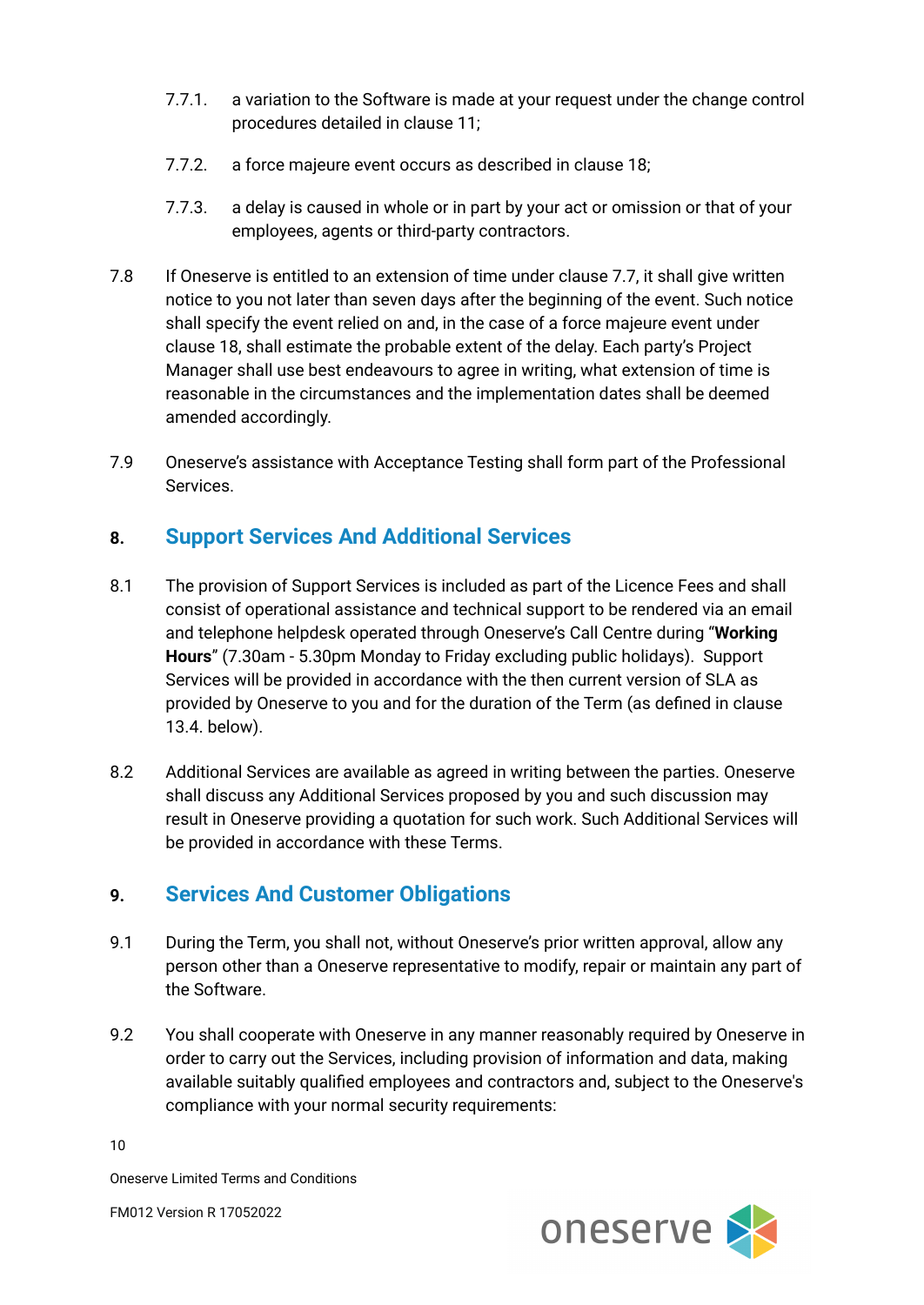7.7.1. a variation to the Software is made at your request under the change control procedures detailed in clause 11;

7.7.2. a force majeure event occurs as described in clause 18;

7.7.3. a delay is caused in whole or in part by your act or omission or that of your employees, agents or third-party contractors.

7.8 If Oneserve is entitled to an extension of time under clause 7.7, it shall give written notice to you not later than seven days after the beginning of the event. Such notice shall specify the event relied on and, in the case of a force majeure event under clause 18, shall estimate the probable extent of the delay. Each party's Project Manager shall use best endeavours to agree in writing, what extension of time is reasonable in the circumstances and the implementation dates shall be deemed amended accordingly.

7.9 Oneserve's assistance with Acceptance Testing shall form part of the Professional Services.

## 8. Support Services And Additional Services

8.1 The provision of Support Services is included as part of the Licence Fees and shall consist of operational assistance and technical support to be rendered via an email and telephone helpdesk operated through Oneserve's Call Centre during "**Working Hours**" (7.30am - 5.30pm Monday to Friday excluding public holidays). Support Services will be provided in accordance with the then current version of SLA as provided by Oneserve to you and for the duration of the Term (as defined in clause 13.4. below).

8.2 Additional Services are available as agreed in writing between the parties. Oneserve shall discuss any Additional Services proposed by you and such discussion may result in Oneserve providing a quotation for such work. Such Additional Services will be provided in accordance with these Terms.

## 9. Services And Customer Obligations

9.1 During the Term, you shall not, without Oneserve's prior written approval, allow any person other than a Oneserve representative to modify, repair or maintain any part of the Software.

9.2 You shall cooperate with Oneserve in any manner reasonably required by Oneserve in order to carry out the Services, including provision of information and data, making available suitably qualified employees and contractors and, subject to the Oneserve's compliance with your normal security requirements: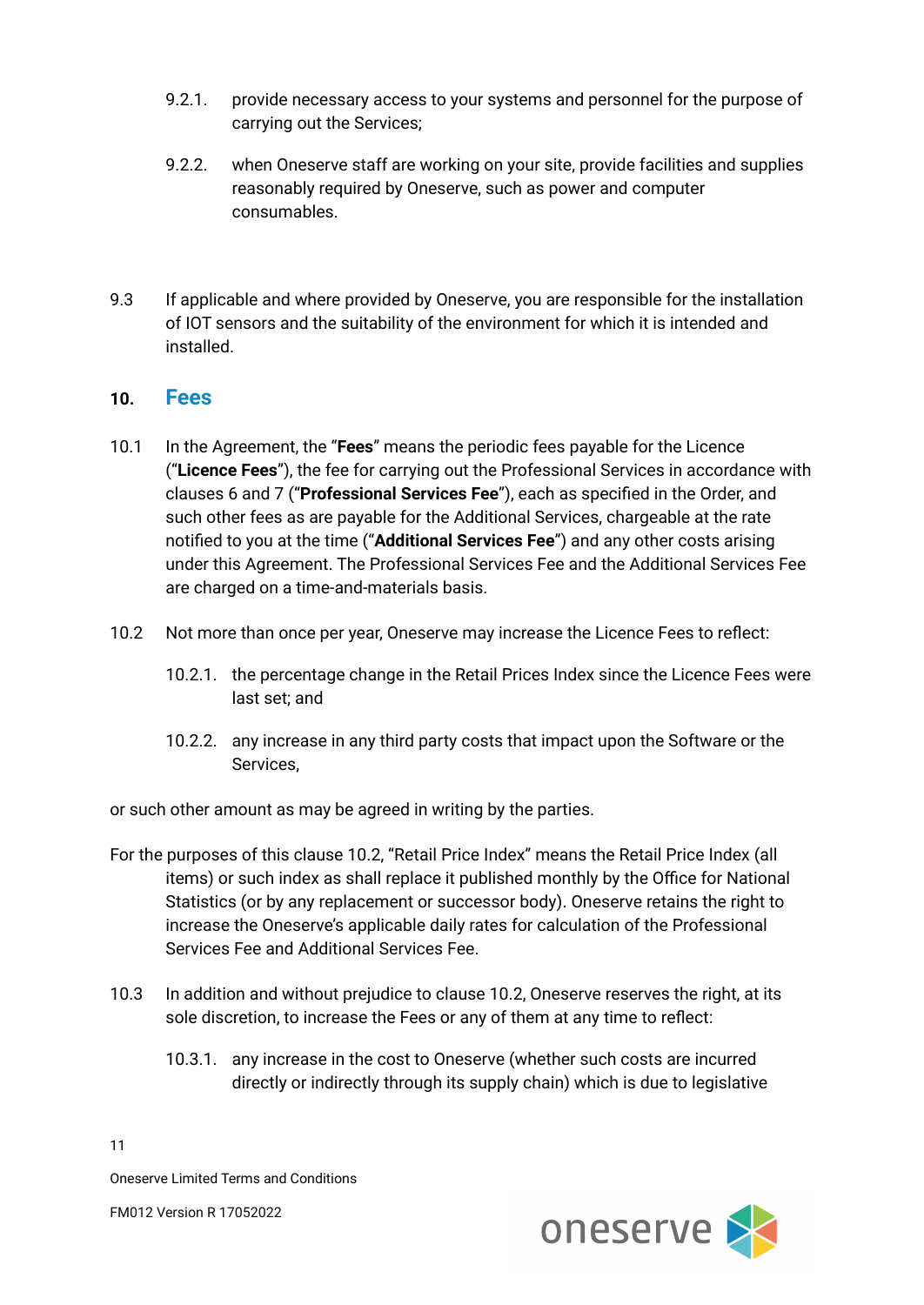9.2.1. provide necessary access to your systems and personnel for the purpose of carrying out the Services;

9.2.2. when Oneserve staff are working on your site, provide facilities and supplies reasonably required by Oneserve, such as power and computer consumables.

9.3 If applicable and where provided by Oneserve, you are responsible for the installation of IOT sensors and the suitability of the environment for which it is intended and installed.

## 10. Fees

10.1 In the Agreement, the "**Fees**" means the periodic fees payable for the Licence ("**Licence Fees**"), the fee for carrying out the Professional Services in accordance with clauses 6 and 7 ("**Professional Services Fee**"), each as specified in the Order, and such other fees as are payable for the Additional Services, chargeable at the rate notified to you at the time ("**Additional Services Fee**") and any other costs arising under this Agreement. The Professional Services Fee and the Additional Services Fee are charged on a time-and-materials basis.

10.2 Not more than once per year, Oneserve may increase the Licence Fees to reflect:

10.2.1. the percentage change in the Retail Prices Index since the Licence Fees were last set; and

10.2.2. any increase in any third party costs that impact upon the Software or the Services,

or such other amount as may be agreed in writing by the parties.

For the purposes of this clause 10.2, "Retail Price Index" means the Retail Price Index (all items) or such index as shall replace it published monthly by the Office for National Statistics (or by any replacement or successor body). Oneserve retains the right to increase the Oneserve's applicable daily rates for calculation of the Professional Services Fee and Additional Services Fee.

10.3 In addition and without prejudice to clause 10.2, Oneserve reserves the right, at its sole discretion, to increase the Fees or any of them at any time to reflect:

10.3.1. any increase in the cost to Oneserve (whether such costs are incurred directly or indirectly through its supply chain) which is due to legislative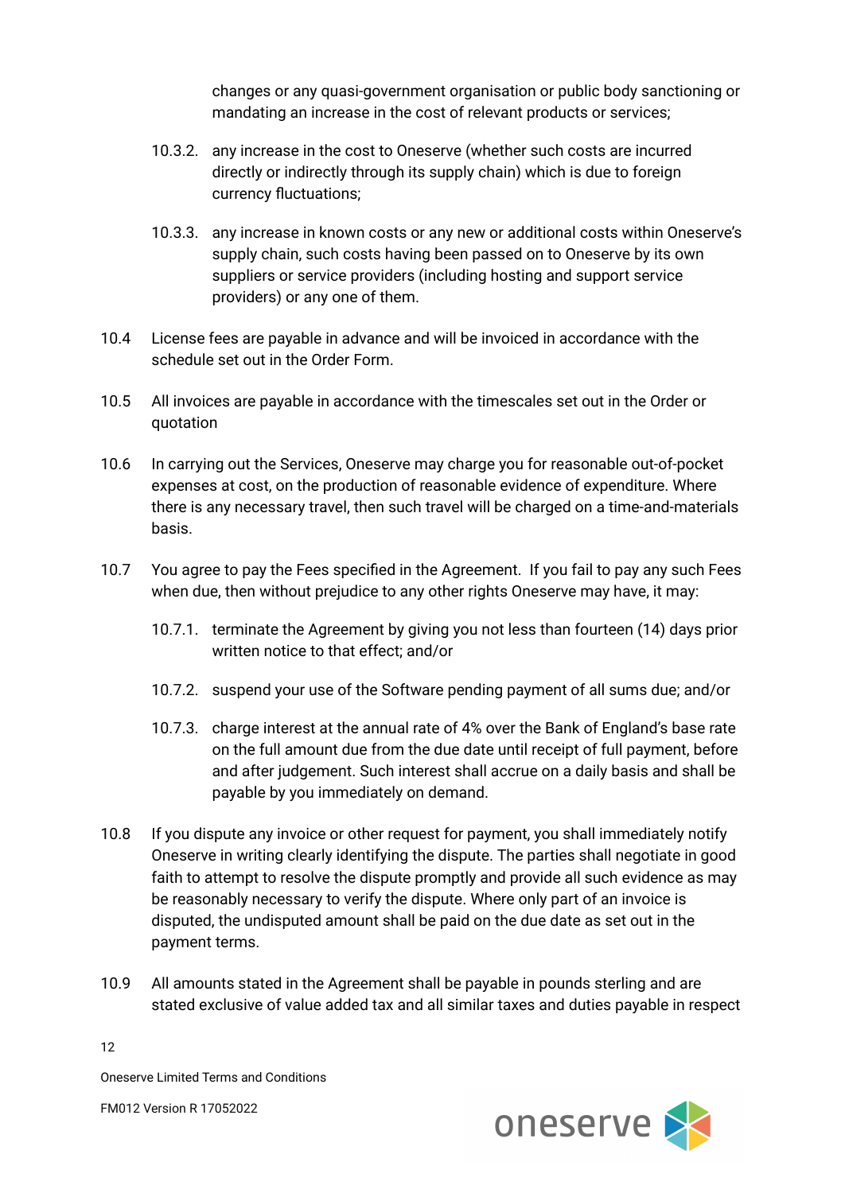changes or any quasi-government organisation or public body sanctioning or mandating an increase in the cost of relevant products or services;

10.3.2. any increase in the cost to Oneserve (whether such costs are incurred directly or indirectly through its supply chain) which is due to foreign currency fluctuations;

10.3.3. any increase in known costs or any new or additional costs within Oneserve's supply chain, such costs having been passed on to Oneserve by its own suppliers or service providers (including hosting and support service providers) or any one of them.

10.4 License fees are payable in advance and will be invoiced in accordance with the schedule set out in the Order Form.

10.5 All invoices are payable in accordance with the timescales set out in the Order or quotation

10.6 In carrying out the Services, Oneserve may charge you for reasonable out-of-pocket expenses at cost, on the production of reasonable evidence of expenditure. Where there is any necessary travel, then such travel will be charged on a time-and-materials basis.

10.7 You agree to pay the Fees specified in the Agreement. If you fail to pay any such Fees when due, then without prejudice to any other rights Oneserve may have, it may:

10.7.1. terminate the Agreement by giving you not less than fourteen (14) days prior written notice to that effect; and/or

10.7.2. suspend your use of the Software pending payment of all sums due; and/or

10.7.3. charge interest at the annual rate of 4% over the Bank of England's base rate on the full amount due from the due date until receipt of full payment, before and after judgement. Such interest shall accrue on a daily basis and shall be payable by you immediately on demand.

10.8 If you dispute any invoice or other request for payment, you shall immediately notify Oneserve in writing clearly identifying the dispute. The parties shall negotiate in good faith to attempt to resolve the dispute promptly and provide all such evidence as may be reasonably necessary to verify the dispute. Where only part of an invoice is disputed, the undisputed amount shall be paid on the due date as set out in the payment terms.

10.9 All amounts stated in the Agreement shall be payable in pounds sterling and are stated exclusive of value added tax and all similar taxes and duties payable in respect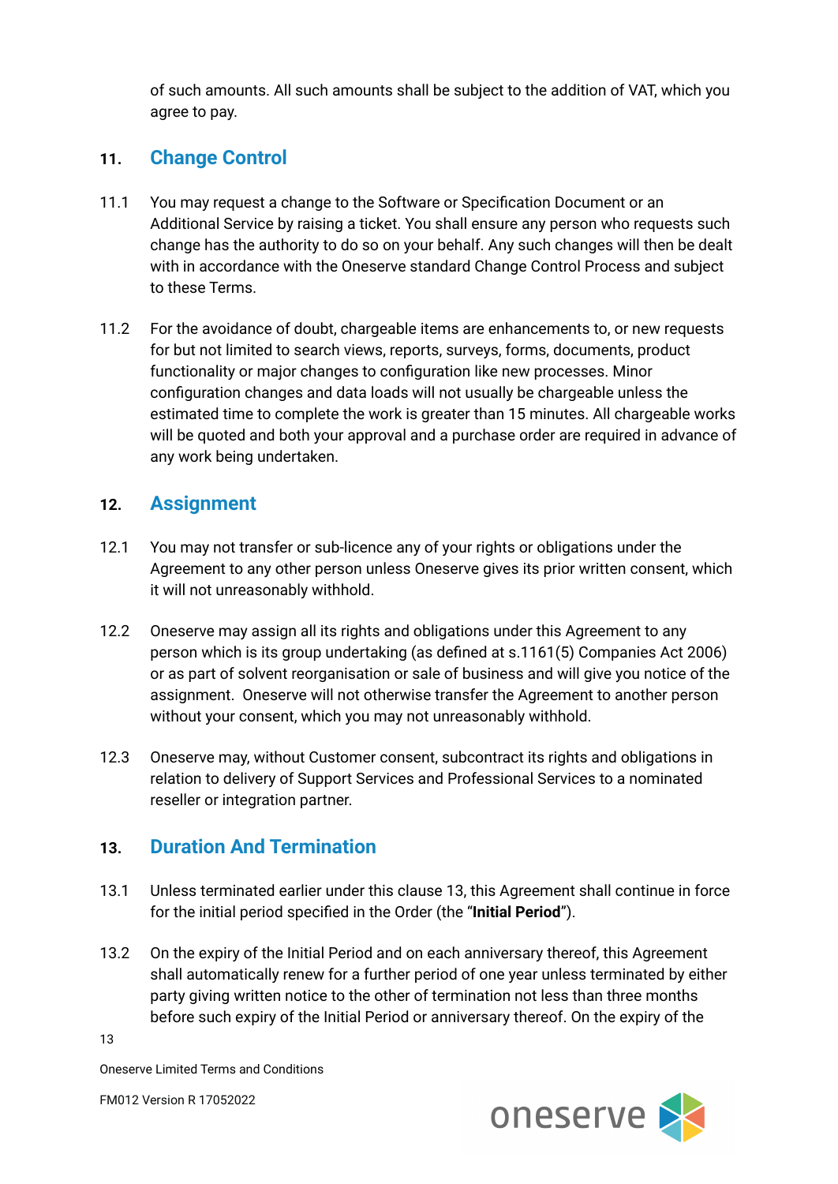of such amounts. All such amounts shall be subject to the addition of VAT, which you agree to pay.

## 11. Change Control

11.1 You may request a change to the Software or Specification Document or an Additional Service by raising a ticket. You shall ensure any person who requests such change has the authority to do so on your behalf. Any such changes will then be dealt with in accordance with the Oneserve standard Change Control Process and subject to these Terms.

11.2 For the avoidance of doubt, chargeable items are enhancements to, or new requests for but not limited to search views, reports, surveys, forms, documents, product functionality or major changes to configuration like new processes. Minor configuration changes and data loads will not usually be chargeable unless the estimated time to complete the work is greater than 15 minutes. All chargeable works will be quoted and both your approval and a purchase order are required in advance of any work being undertaken.

## 12. Assignment

12.1 You may not transfer or sub-licence any of your rights or obligations under the Agreement to any other person unless Oneserve gives its prior written consent, which it will not unreasonably withhold.

12.2 Oneserve may assign all its rights and obligations under this Agreement to any person which is its group undertaking (as defined at s.1161(5) Companies Act 2006) or as part of solvent reorganisation or sale of business and will give you notice of the assignment. Oneserve will not otherwise transfer the Agreement to another person without your consent, which you may not unreasonably withhold.

12.3 Oneserve may, without Customer consent, subcontract its rights and obligations in relation to delivery of Support Services and Professional Services to a nominated reseller or integration partner.

## 13. Duration And Termination

13.1 Unless terminated earlier under this clause 13, this Agreement shall continue in force for the initial period specified in the Order (the "**Initial Period**").

13.2 On the expiry of the Initial Period and on each anniversary thereof, this Agreement shall automatically renew for a further period of one year unless terminated by either party giving written notice to the other of termination not less than three months before such expiry of the Initial Period or anniversary thereof. On the expiry of the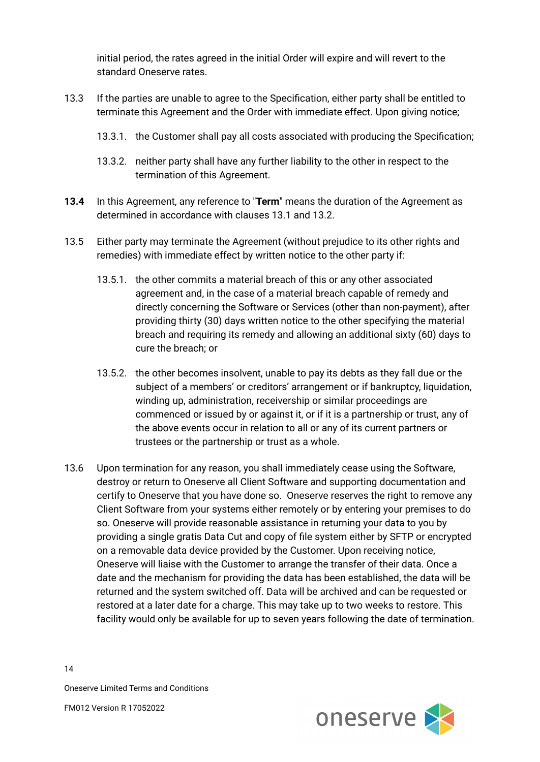initial period, the rates agreed in the initial Order will expire and will revert to the standard Oneserve rates.

13.3 If the parties are unable to agree to the Specification, either party shall be entitled to terminate this Agreement and the Order with immediate effect. Upon giving notice;

13.3.1. the Customer shall pay all costs associated with producing the Specification;

13.3.2. neither party shall have any further liability to the other in respect to the termination of this Agreement.

**13.4** In this Agreement, any reference to "**Term**" means the duration of the Agreement as determined in accordance with clauses 13.1 and 13.2.

13.5 Either party may terminate the Agreement (without prejudice to its other rights and remedies) with immediate effect by written notice to the other party if:

13.5.1. the other commits a material breach of this or any other associated agreement and, in the case of a material breach capable of remedy and directly concerning the Software or Services (other than non-payment), after providing thirty (30) days written notice to the other specifying the material breach and requiring its remedy and allowing an additional sixty (60) days to cure the breach; or

13.5.2. the other becomes insolvent, unable to pay its debts as they fall due or the subject of a members' or creditors' arrangement or if bankruptcy, liquidation, winding up, administration, receivership or similar proceedings are commenced or issued by or against it, or if it is a partnership or trust, any of the above events occur in relation to all or any of its current partners or trustees or the partnership or trust as a whole.

13.6 Upon termination for any reason, you shall immediately cease using the Software, destroy or return to Oneserve all Client Software and supporting documentation and certify to Oneserve that you have done so. Oneserve reserves the right to remove any Client Software from your systems either remotely or by entering your premises to do so. Oneserve will provide reasonable assistance in returning your data to you by providing a single gratis Data Cut and copy of file system either by SFTP or encrypted on a removable data device provided by the Customer. Upon receiving notice, Oneserve will liaise with the Customer to arrange the transfer of their data. Once a date and the mechanism for providing the data has been established, the data will be returned and the system switched off. Data will be archived and can be requested or restored at a later date for a charge. This may take up to two weeks to restore. This facility would only be available for up to seven years following the date of termination.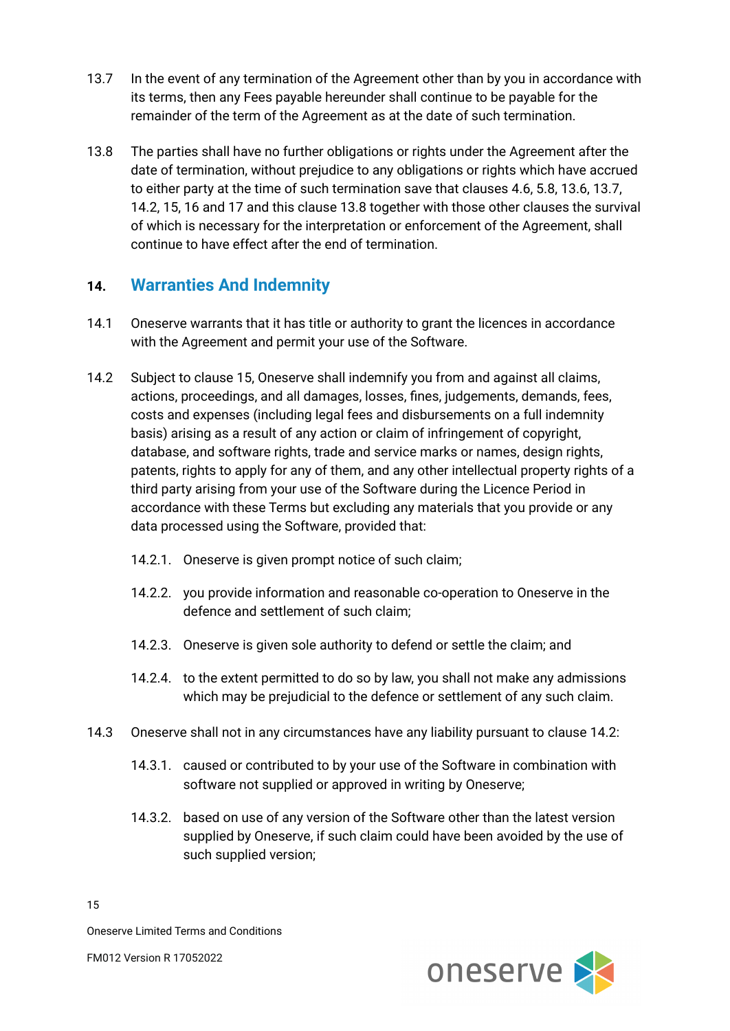13.7 In the event of any termination of the Agreement other than by you in accordance with its terms, then any Fees payable hereunder shall continue to be payable for the remainder of the term of the Agreement as at the date of such termination.

13.8 The parties shall have no further obligations or rights under the Agreement after the date of termination, without prejudice to any obligations or rights which have accrued to either party at the time of such termination save that clauses 4.6, 5.8, 13.6, 13.7, 14.2, 15, 16 and 17 and this clause 13.8 together with those other clauses the survival of which is necessary for the interpretation or enforcement of the Agreement, shall continue to have effect after the end of termination.

## 14. Warranties And Indemnity

14.1 Oneserve warrants that it has title or authority to grant the licences in accordance with the Agreement and permit your use of the Software.

14.2 Subject to clause 15, Oneserve shall indemnify you from and against all claims, actions, proceedings, and all damages, losses, fines, judgements, demands, fees, costs and expenses (including legal fees and disbursements on a full indemnity basis) arising as a result of any action or claim of infringement of copyright, database, and software rights, trade and service marks or names, design rights, patents, rights to apply for any of them, and any other intellectual property rights of a third party arising from your use of the Software during the Licence Period in accordance with these Terms but excluding any materials that you provide or any data processed using the Software, provided that:

14.2.1. Oneserve is given prompt notice of such claim;

14.2.2. you provide information and reasonable co-operation to Oneserve in the defence and settlement of such claim;

14.2.3. Oneserve is given sole authority to defend or settle the claim; and

14.2.4. to the extent permitted to do so by law, you shall not make any admissions which may be prejudicial to the defence or settlement of any such claim.

14.3 Oneserve shall not in any circumstances have any liability pursuant to clause 14.2:

14.3.1. caused or contributed to by your use of the Software in combination with software not supplied or approved in writing by Oneserve;

14.3.2. based on use of any version of the Software other than the latest version supplied by Oneserve, if such claim could have been avoided by the use of such supplied version;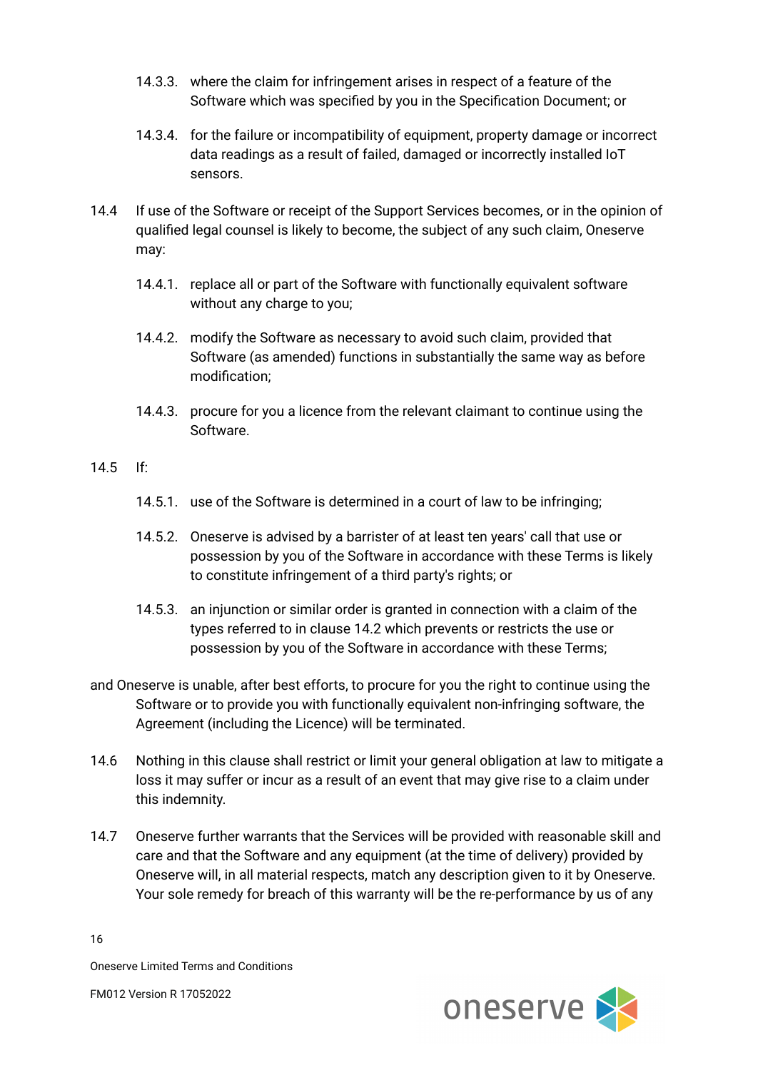14.3.3. where the claim for infringement arises in respect of a feature of the Software which was specified by you in the Specification Document; or

14.3.4. for the failure or incompatibility of equipment, property damage or incorrect data readings as a result of failed, damaged or incorrectly installed IoT sensors.

14.4 If use of the Software or receipt of the Support Services becomes, or in the opinion of qualified legal counsel is likely to become, the subject of any such claim, Oneserve may:

14.4.1. replace all or part of the Software with functionally equivalent software without any charge to you;

14.4.2. modify the Software as necessary to avoid such claim, provided that Software (as amended) functions in substantially the same way as before modification;

14.4.3. procure for you a licence from the relevant claimant to continue using the Software.

14.5 If:

14.5.1. use of the Software is determined in a court of law to be infringing;

14.5.2. Oneserve is advised by a barrister of at least ten years' call that use or possession by you of the Software in accordance with these Terms is likely to constitute infringement of a third party's rights; or

14.5.3. an injunction or similar order is granted in connection with a claim of the types referred to in clause 14.2 which prevents or restricts the use or possession by you of the Software in accordance with these Terms;

and Oneserve is unable, after best efforts, to procure for you the right to continue using the Software or to provide you with functionally equivalent non-infringing software, the Agreement (including the Licence) will be terminated.

14.6 Nothing in this clause shall restrict or limit your general obligation at law to mitigate a loss it may suffer or incur as a result of an event that may give rise to a claim under this indemnity.

14.7 Oneserve further warrants that the Services will be provided with reasonable skill and care and that the Software and any equipment (at the time of delivery) provided by Oneserve will, in all material respects, match any description given to it by Oneserve. Your sole remedy for breach of this warranty will be the re-performance by us of any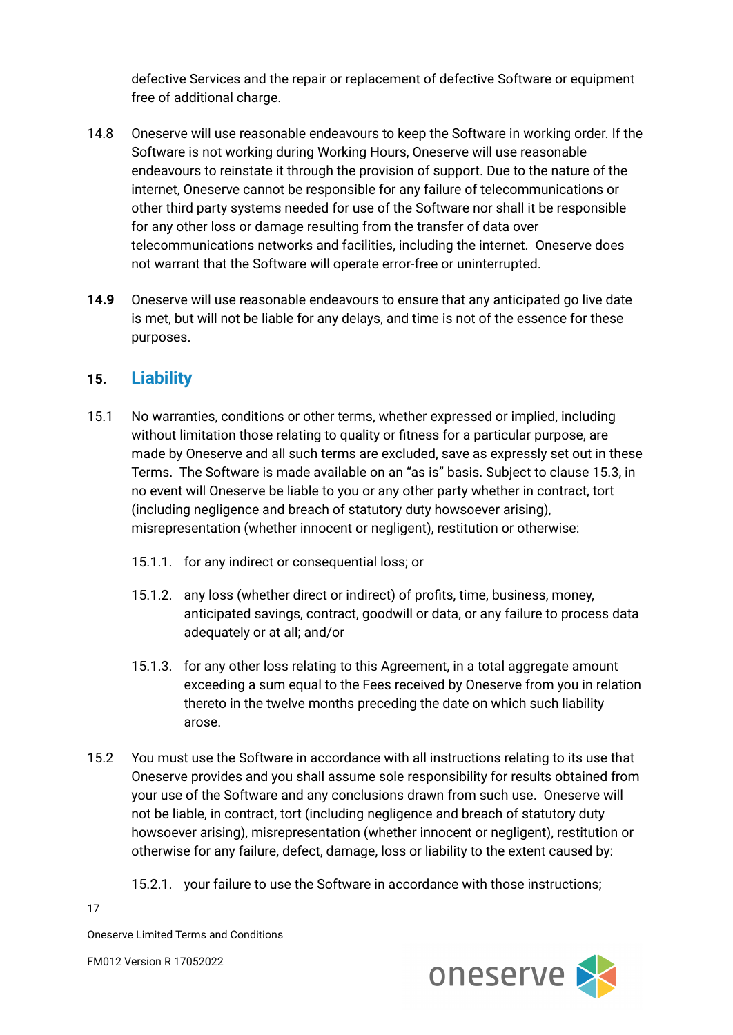defective Services and the repair or replacement of defective Software or equipment free of additional charge.

14.8 Oneserve will use reasonable endeavours to keep the Software in working order. If the Software is not working during Working Hours, Oneserve will use reasonable endeavours to reinstate it through the provision of support. Due to the nature of the internet, Oneserve cannot be responsible for any failure of telecommunications or other third party systems needed for use of the Software nor shall it be responsible for any other loss or damage resulting from the transfer of data over telecommunications networks and facilities, including the internet. Oneserve does not warrant that the Software will operate error-free or uninterrupted.

**14.9** Oneserve will use reasonable endeavours to ensure that any anticipated go live date is met, but will not be liable for any delays, and time is not of the essence for these purposes.

## 15. Liability

15.1 No warranties, conditions or other terms, whether expressed or implied, including without limitation those relating to quality or fitness for a particular purpose, are made by Oneserve and all such terms are excluded, save as expressly set out in these Terms. The Software is made available on an "as is" basis. Subject to clause 15.3, in no event will Oneserve be liable to you or any other party whether in contract, tort (including negligence and breach of statutory duty howsoever arising), misrepresentation (whether innocent or negligent), restitution or otherwise:

15.1.1. for any indirect or consequential loss; or

15.1.2. any loss (whether direct or indirect) of profits, time, business, money, anticipated savings, contract, goodwill or data, or any failure to process data adequately or at all; and/or

15.1.3. for any other loss relating to this Agreement, in a total aggregate amount exceeding a sum equal to the Fees received by Oneserve from you in relation thereto in the twelve months preceding the date on which such liability arose.

15.2 You must use the Software in accordance with all instructions relating to its use that Oneserve provides and you shall assume sole responsibility for results obtained from your use of the Software and any conclusions drawn from such use. Oneserve will not be liable, in contract, tort (including negligence and breach of statutory duty howsoever arising), misrepresentation (whether innocent or negligent), restitution or otherwise for any failure, defect, damage, loss or liability to the extent caused by:

15.2.1. your failure to use the Software in accordance with those instructions;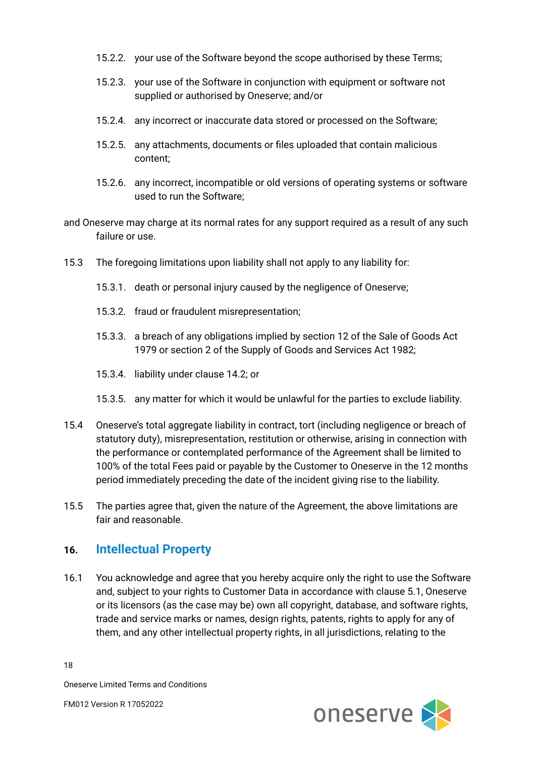15.2.2. your use of the Software beyond the scope authorised by these Terms;

15.2.3. your use of the Software in conjunction with equipment or software not supplied or authorised by Oneserve; and/or

15.2.4. any incorrect or inaccurate data stored or processed on the Software;

15.2.5. any attachments, documents or files uploaded that contain malicious content;

15.2.6. any incorrect, incompatible or old versions of operating systems or software used to run the Software;

and Oneserve may charge at its normal rates for any support required as a result of any such failure or use.

15.3 The foregoing limitations upon liability shall not apply to any liability for:

15.3.1. death or personal injury caused by the negligence of Oneserve;

15.3.2. fraud or fraudulent misrepresentation;

15.3.3. a breach of any obligations implied by section 12 of the Sale of Goods Act 1979 or section 2 of the Supply of Goods and Services Act 1982;

15.3.4. liability under clause 14.2; or

15.3.5. any matter for which it would be unlawful for the parties to exclude liability.

15.4 Oneserve's total aggregate liability in contract, tort (including negligence or breach of statutory duty), misrepresentation, restitution or otherwise, arising in connection with the performance or contemplated performance of the Agreement shall be limited to 100% of the total Fees paid or payable by the Customer to Oneserve in the 12 months period immediately preceding the date of the incident giving rise to the liability.

15.5 The parties agree that, given the nature of the Agreement, the above limitations are fair and reasonable.

## 16. Intellectual Property

16.1 You acknowledge and agree that you hereby acquire only the right to use the Software and, subject to your rights to Customer Data in accordance with clause 5.1, Oneserve or its licensors (as the case may be) own all copyright, database, and software rights, trade and service marks or names, design rights, patents, rights to apply for any of them, and any other intellectual property rights, in all jurisdictions, relating to the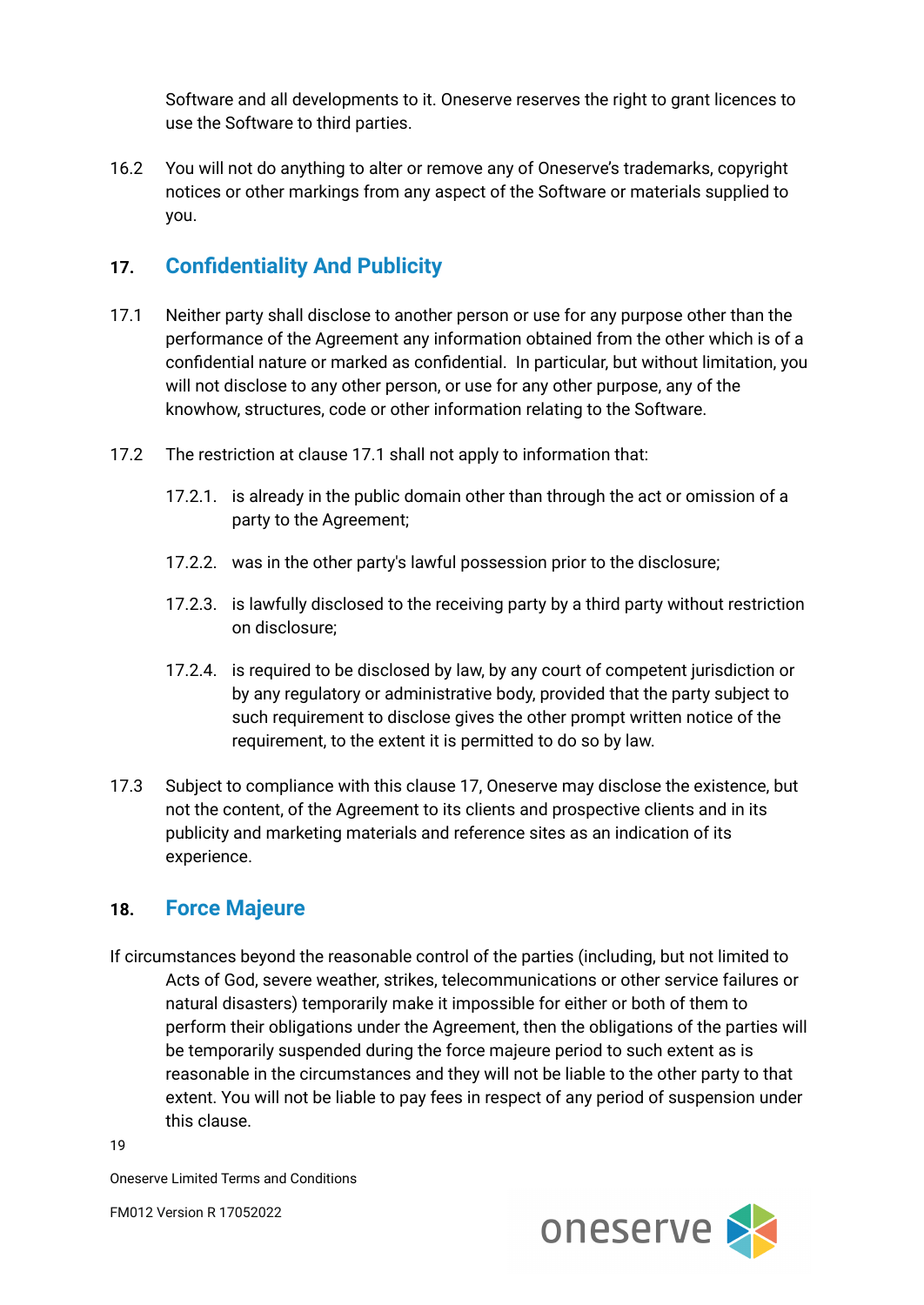Software and all developments to it. Oneserve reserves the right to grant licences to use the Software to third parties.

16.2 You will not do anything to alter or remove any of Oneserve's trademarks, copyright notices or other markings from any aspect of the Software or materials supplied to you.

## 17. Confidentiality And Publicity

17.1 Neither party shall disclose to another person or use for any purpose other than the performance of the Agreement any information obtained from the other which is of a confidential nature or marked as confidential. In particular, but without limitation, you will not disclose to any other person, or use for any other purpose, any of the knowhow, structures, code or other information relating to the Software.

17.2 The restriction at clause 17.1 shall not apply to information that:

17.2.1. is already in the public domain other than through the act or omission of a party to the Agreement;

17.2.2. was in the other party's lawful possession prior to the disclosure;

17.2.3. is lawfully disclosed to the receiving party by a third party without restriction on disclosure;

17.2.4. is required to be disclosed by law, by any court of competent jurisdiction or by any regulatory or administrative body, provided that the party subject to such requirement to disclose gives the other prompt written notice of the requirement, to the extent it is permitted to do so by law.

17.3 Subject to compliance with this clause 17, Oneserve may disclose the existence, but not the content, of the Agreement to its clients and prospective clients and in its publicity and marketing materials and reference sites as an indication of its experience.

## 18. Force Majeure

If circumstances beyond the reasonable control of the parties (including, but not limited to Acts of God, severe weather, strikes, telecommunications or other service failures or natural disasters) temporarily make it impossible for either or both of them to perform their obligations under the Agreement, then the obligations of the parties will be temporarily suspended during the force majeure period to such extent as is reasonable in the circumstances and they will not be liable to the other party to that extent. You will not be liable to pay fees in respect of any period of suspension under this clause.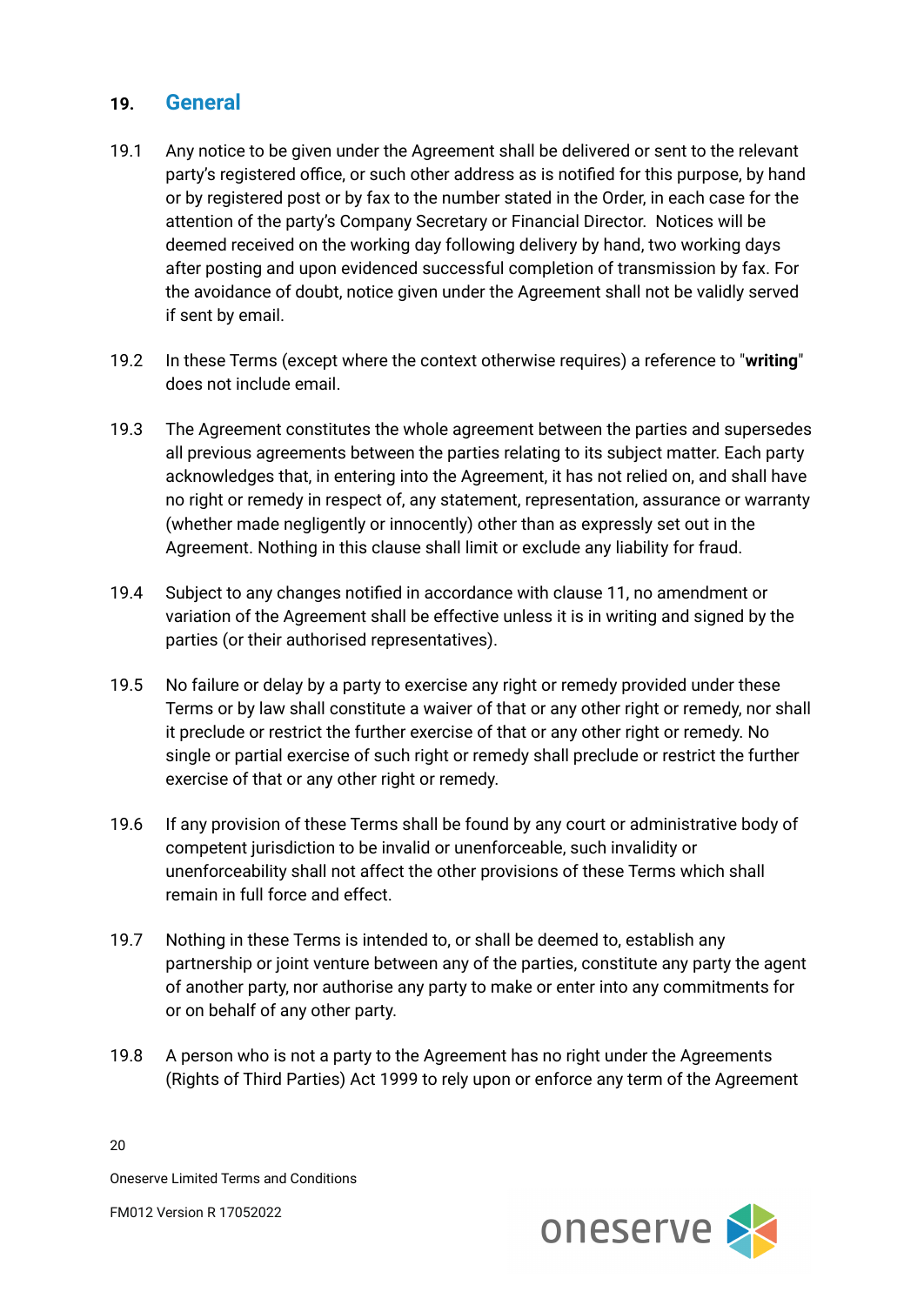## 19. General

19.1 Any notice to be given under the Agreement shall be delivered or sent to the relevant party's registered office, or such other address as is notified for this purpose, by hand or by registered post or by fax to the number stated in the Order, in each case for the attention of the party's Company Secretary or Financial Director. Notices will be deemed received on the working day following delivery by hand, two working days after posting and upon evidenced successful completion of transmission by fax. For the avoidance of doubt, notice given under the Agreement shall not be validly served if sent by email.

19.2 In these Terms (except where the context otherwise requires) a reference to "**writing**" does not include email.

19.3 The Agreement constitutes the whole agreement between the parties and supersedes all previous agreements between the parties relating to its subject matter. Each party acknowledges that, in entering into the Agreement, it has not relied on, and shall have no right or remedy in respect of, any statement, representation, assurance or warranty (whether made negligently or innocently) other than as expressly set out in the Agreement. Nothing in this clause shall limit or exclude any liability for fraud.

19.4 Subject to any changes notified in accordance with clause 11, no amendment or variation of the Agreement shall be effective unless it is in writing and signed by the parties (or their authorised representatives).

19.5 No failure or delay by a party to exercise any right or remedy provided under these Terms or by law shall constitute a waiver of that or any other right or remedy, nor shall it preclude or restrict the further exercise of that or any other right or remedy. No single or partial exercise of such right or remedy shall preclude or restrict the further exercise of that or any other right or remedy.

19.6 If any provision of these Terms shall be found by any court or administrative body of competent jurisdiction to be invalid or unenforceable, such invalidity or unenforceability shall not affect the other provisions of these Terms which shall remain in full force and effect.

19.7 Nothing in these Terms is intended to, or shall be deemed to, establish any partnership or joint venture between any of the parties, constitute any party the agent of another party, nor authorise any party to make or enter into any commitments for or on behalf of any other party.

19.8 A person who is not a party to the Agreement has no right under the Agreements (Rights of Third Parties) Act 1999 to rely upon or enforce any term of the Agreement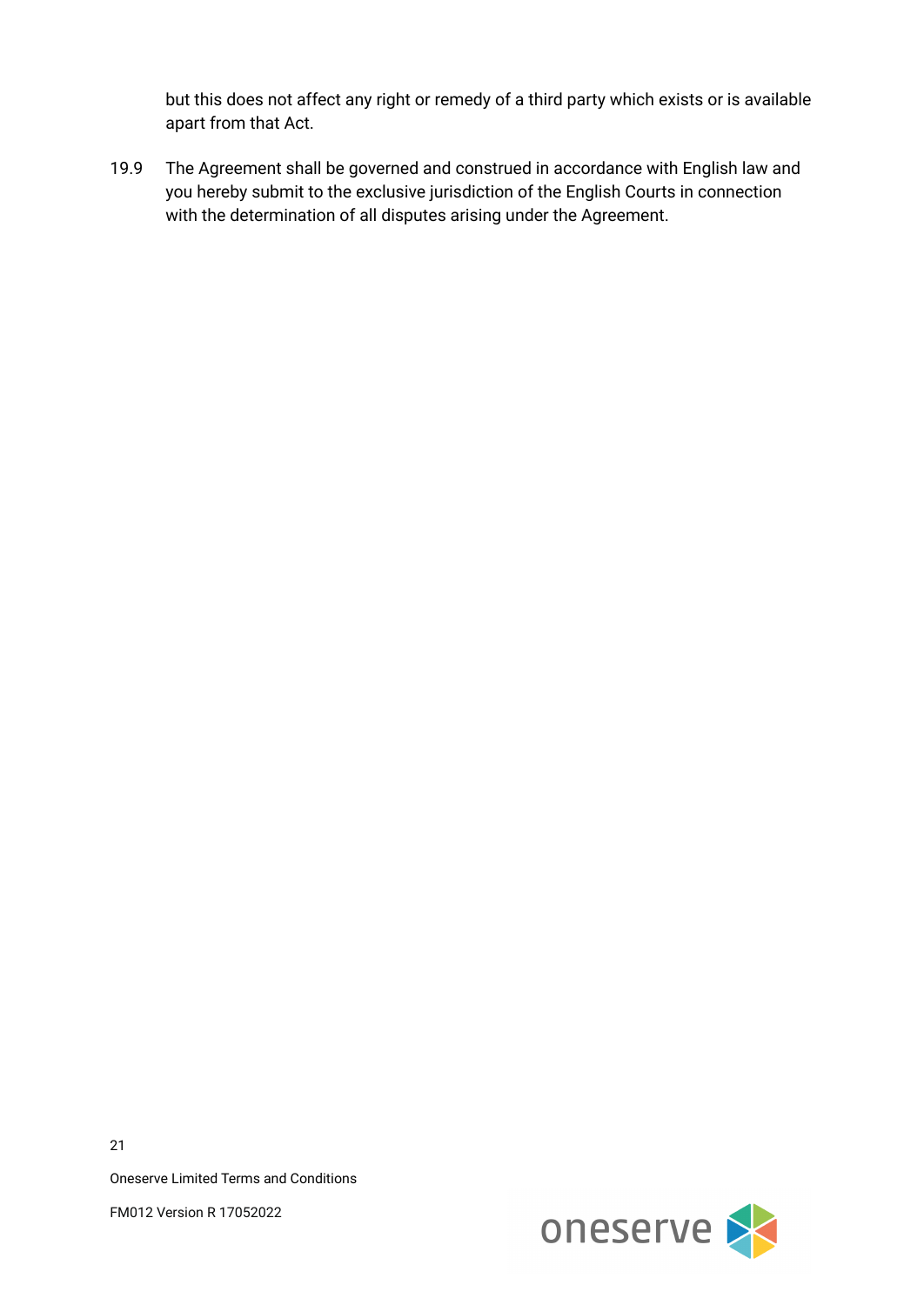but this does not affect any right or remedy of a third party which exists or is available apart from that Act.

19.9 The Agreement shall be governed and construed in accordance with English law and you hereby submit to the exclusive jurisdiction of the English Courts in connection with the determination of all disputes arising under the Agreement.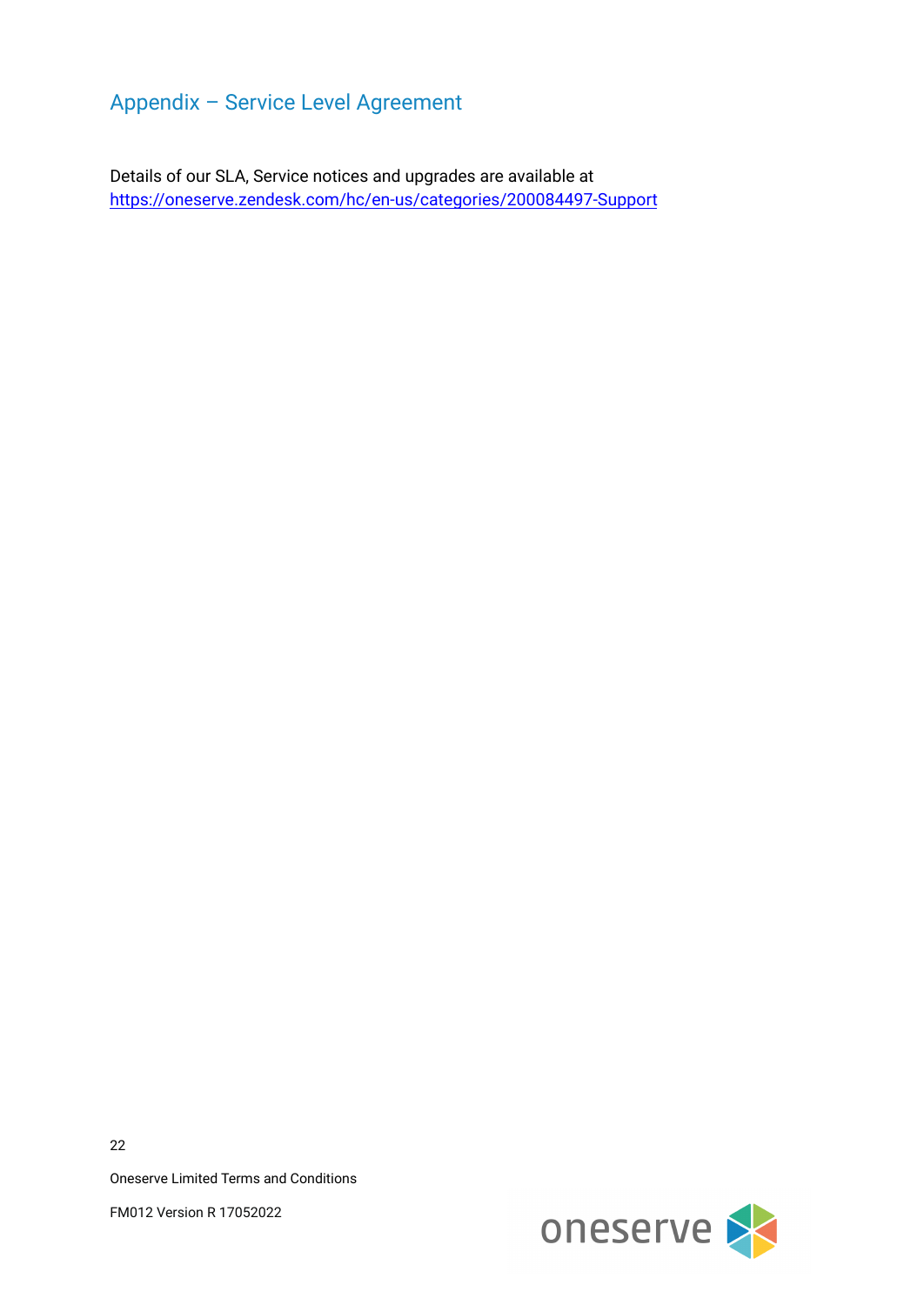## Appendix – Service Level Agreement

Details of our SLA, Service notices and upgrades are available at
https://oneserve.zendesk.com/hc/en-us/categories/200084497-Support